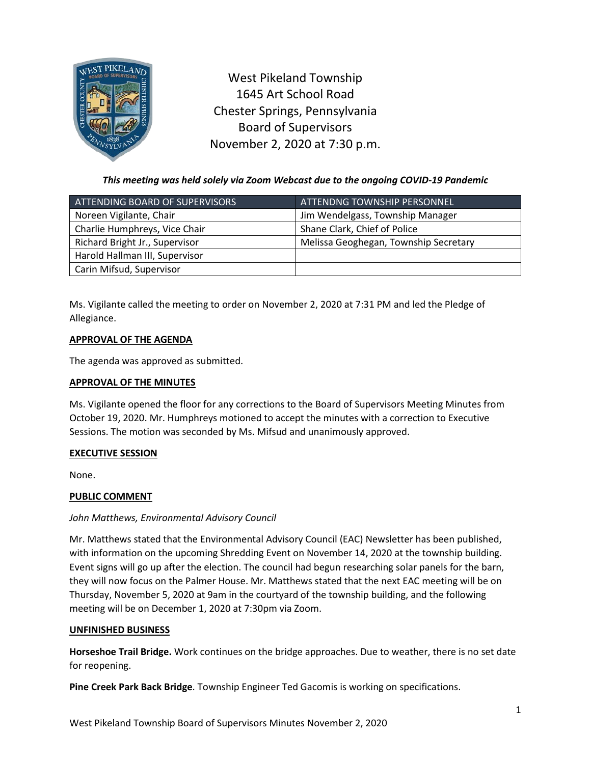West Pikeland Township
1645 Art School Road
Chester Springs, Pennsylvania
Board of Supervisors
November 2, 2020 at 7:30 p.m.

***This meeting was held solely via Zoom Webcast due to the ongoing COVID-19 Pandemic***

| ATTENDING BOARD OF SUPERVISORS | ATTENDNG TOWNSHIP PERSONNEL |
|---|---|
| Noreen Vigilante, Chair | Jim Wendelgass, Township Manager |
| Charlie Humphreys, Vice Chair | Shane Clark, Chief of Police |
| Richard Bright Jr., Supervisor | Melissa Geoghegan, Township Secretary |
| Harold Hallman III, Supervisor | |
| Carin Mifsud, Supervisor | |

Ms. Vigilante called the meeting to order on November 2, 2020 at 7:31 PM and led the Pledge of Allegiance.

**APPROVAL OF THE AGENDA**

The agenda was approved as submitted.

**APPROVAL OF THE MINUTES**

Ms. Vigilante opened the floor for any corrections to the Board of Supervisors Meeting Minutes from October 19, 2020. Mr. Humphreys motioned to accept the minutes with a correction to Executive Sessions. The motion was seconded by Ms. Mifsud and unanimously approved.

**EXECUTIVE SESSION**

None.

**PUBLIC COMMENT**

*John Matthews, Environmental Advisory Council*

Mr. Matthews stated that the Environmental Advisory Council (EAC) Newsletter has been published, with information on the upcoming Shredding Event on November 14, 2020 at the township building. Event signs will go up after the election. The council had begun researching solar panels for the barn, they will now focus on the Palmer House. Mr. Matthews stated that the next EAC meeting will be on Thursday, November 5, 2020 at 9am in the courtyard of the township building, and the following meeting will be on December 1, 2020 at 7:30pm via Zoom.

**UNFINISHED BUSINESS**

**Horseshoe Trail Bridge.** Work continues on the bridge approaches. Due to weather, there is no set date for reopening.

**Pine Creek Park Back Bridge**. Township Engineer Ted Gacomis is working on specifications.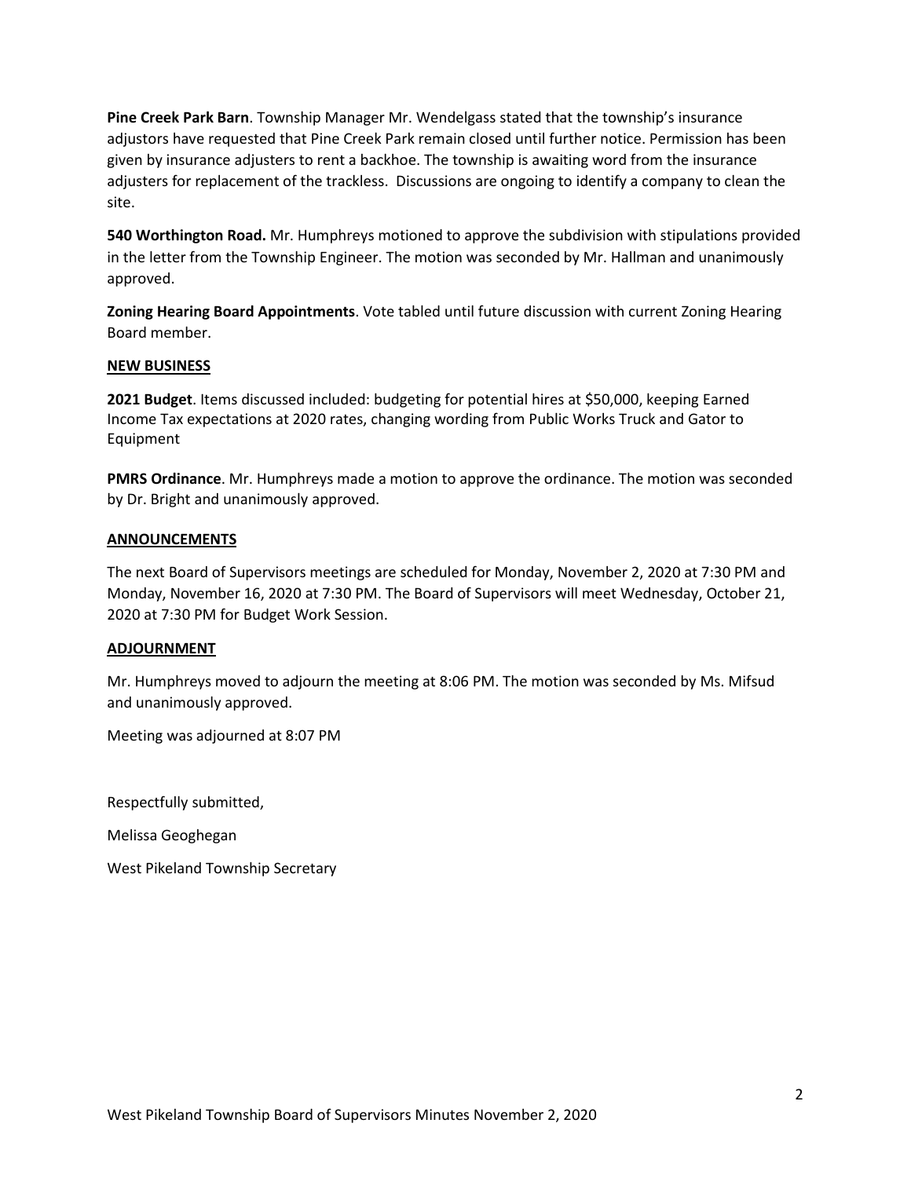**Pine Creek Park Barn**. Township Manager Mr. Wendelgass stated that the township's insurance adjustors have requested that Pine Creek Park remain closed until further notice. Permission has been given by insurance adjusters to rent a backhoe. The township is awaiting word from the insurance adjusters for replacement of the trackless. Discussions are ongoing to identify a company to clean the site.

**540 Worthington Road.** Mr. Humphreys motioned to approve the subdivision with stipulations provided in the letter from the Township Engineer. The motion was seconded by Mr. Hallman and unanimously approved.

**Zoning Hearing Board Appointments**. Vote tabled until future discussion with current Zoning Hearing Board member.

## NEW BUSINESS

**2021 Budget**. Items discussed included: budgeting for potential hires at $50,000, keeping Earned Income Tax expectations at 2020 rates, changing wording from Public Works Truck and Gator to Equipment

**PMRS Ordinance**. Mr. Humphreys made a motion to approve the ordinance. The motion was seconded by Dr. Bright and unanimously approved.

## ANNOUNCEMENTS

The next Board of Supervisors meetings are scheduled for Monday, November 2, 2020 at 7:30 PM and Monday, November 16, 2020 at 7:30 PM. The Board of Supervisors will meet Wednesday, October 21, 2020 at 7:30 PM for Budget Work Session.

## ADJOURNMENT

Mr. Humphreys moved to adjourn the meeting at 8:06 PM. The motion was seconded by Ms. Mifsud and unanimously approved.

Meeting was adjourned at 8:07 PM

Respectfully submitted,

Melissa Geoghegan

West Pikeland Township Secretary